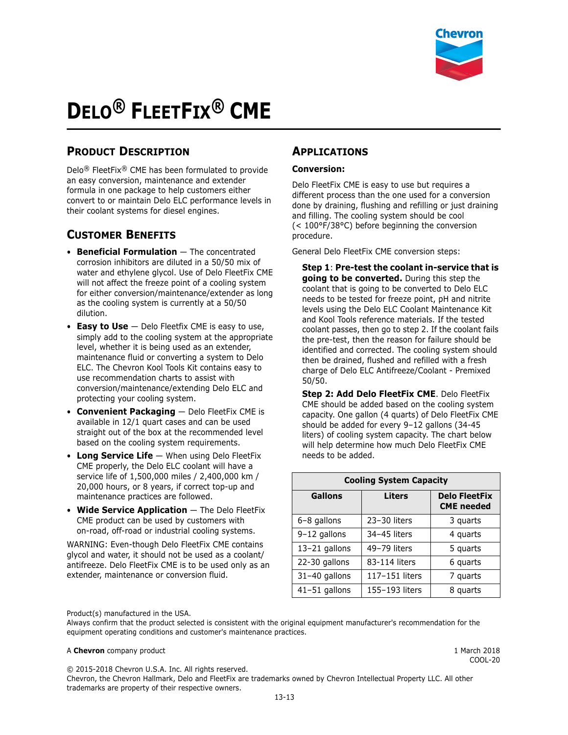# Delo® FleetFix® CME

## Product Description

Delo® FleetFix® CME has been formulated to provide an easy conversion, maintenance and extender formula in one package to help customers either convert to or maintain Delo ELC performance levels in their coolant systems for diesel engines.

## Customer Benefits

- **Beneficial Formulation** — The concentrated corrosion inhibitors are diluted in a 50/50 mix of water and ethylene glycol. Use of Delo FleetFix CME will not affect the freeze point of a cooling system for either conversion/maintenance/extender as long as the cooling system is currently at a 50/50 dilution.
- **Easy to Use** — Delo Fleetfix CME is easy to use, simply add to the cooling system at the appropriate level, whether it is being used as an extender, maintenance fluid or converting a system to Delo ELC. The Chevron Kool Tools Kit contains easy to use recommendation charts to assist with conversion/maintenance/extending Delo ELC and protecting your cooling system.
- **Convenient Packaging** — Delo FleetFix CME is available in 12/1 quart cases and can be used straight out of the box at the recommended level based on the cooling system requirements.
- **Long Service Life** — When using Delo FleetFix CME properly, the Delo ELC coolant will have a service life of 1,500,000 miles / 2,400,000 km / 20,000 hours, or 8 years, if correct top-up and maintenance practices are followed.
- **Wide Service Application** — The Delo FleetFix CME product can be used by customers with on-road, off-road or industrial cooling systems.

WARNING: Even-though Delo FleetFix CME contains glycol and water, it should not be used as a coolant/antifreeze. Delo FleetFix CME is to be used only as an extender, maintenance or conversion fluid.

## Applications

**Conversion:**

Delo FleetFix CME is easy to use but requires a different process than the one used for a conversion done by draining, flushing and refilling or just draining and filling. The cooling system should be cool (< 100°F/38°C) before beginning the conversion procedure.

General Delo FleetFix CME conversion steps:

**Step 1**: **Pre-test the coolant in-service that is going to be converted.** During this step the coolant that is going to be converted to Delo ELC needs to be tested for freeze point, pH and nitrite levels using the Delo ELC Coolant Maintenance Kit and Kool Tools reference materials. If the tested coolant passes, then go to step 2. If the coolant fails the pre-test, then the reason for failure should be identified and corrected. The cooling system should then be drained, flushed and refilled with a fresh charge of Delo ELC Antifreeze/Coolant - Premixed 50/50.

**Step 2: Add Delo FleetFix CME**. Delo FleetFix CME should be added based on the cooling system capacity. One gallon (4 quarts) of Delo FleetFix CME should be added for every 9–12 gallons (34-45 liters) of cooling system capacity. The chart below will help determine how much Delo FleetFix CME needs to be added.

| Cooling System Capacity | | |
|---|---|---|
| **Gallons** | **Liters** | **Delo FleetFix CME needed** |
| 6–8 gallons | 23–30 liters | 3 quarts |
| 9–12 gallons | 34–45 liters | 4 quarts |
| 13–21 gallons | 49–79 liters | 5 quarts |
| 22–30 gallons | 83-114 liters | 6 quarts |
| 31–40 gallons | 117–151 liters | 7 quarts |
| 41–51 gallons | 155–193 liters | 8 quarts |

Product(s) manufactured in the USA.
Always confirm that the product selected is consistent with the original equipment manufacturer's recommendation for the equipment operating conditions and customer's maintenance practices.

A **Chevron** company product

1 March 2018
COOL-20

© 2015-2018 Chevron U.S.A. Inc. All rights reserved.
Chevron, the Chevron Hallmark, Delo and FleetFix are trademarks owned by Chevron Intellectual Property LLC. All other trademarks are property of their respective owners.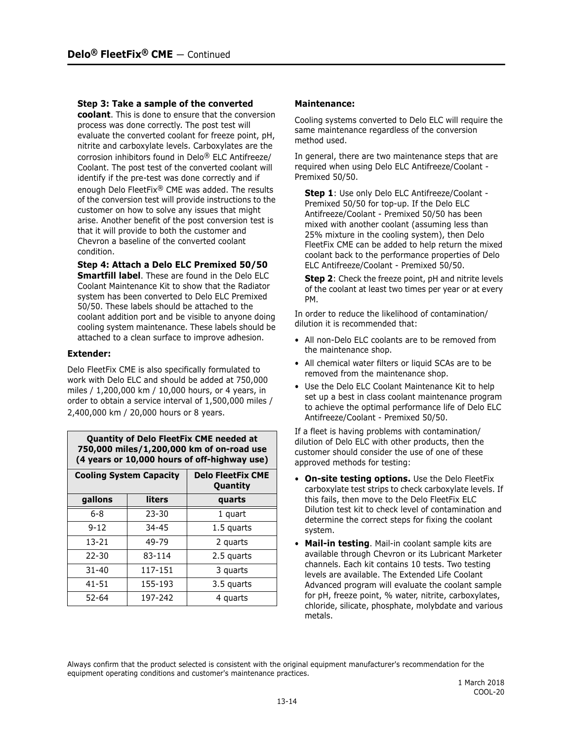**Step 3: Take a sample of the converted coolant**. This is done to ensure that the conversion process was done correctly. The post test will evaluate the converted coolant for freeze point, pH, nitrite and carboxylate levels. Carboxylates are the corrosion inhibitors found in Delo® ELC Antifreeze/ Coolant. The post test of the converted coolant will identify if the pre-test was done correctly and if enough Delo FleetFix® CME was added. The results of the conversion test will provide instructions to the customer on how to solve any issues that might arise. Another benefit of the post conversion test is that it will provide to both the customer and Chevron a baseline of the converted coolant condition.

**Step 4: Attach a Delo ELC Premixed 50/50 Smartfill label**. These are found in the Delo ELC Coolant Maintenance Kit to show that the Radiator system has been converted to Delo ELC Premixed 50/50. These labels should be attached to the coolant addition port and be visible to anyone doing cooling system maintenance. These labels should be attached to a clean surface to improve adhesion.

### Extender:

Delo FleetFix CME is also specifically formulated to work with Delo ELC and should be added at 750,000 miles / 1,200,000 km / 10,000 hours, or 4 years, in order to obtain a service interval of 1,500,000 miles / 2,400,000 km / 20,000 hours or 8 years.

| Quantity of Delo FleetFix CME needed at 750,000 miles/1,200,000 km of on-road use (4 years or 10,000 hours of off-highway use) | | |
|---|---|---|
| Cooling System Capacity | | Delo FleetFix CME Quantity |
| gallons | liters | quarts |
| 6-8 | 23-30 | 1 quart |
| 9-12 | 34-45 | 1.5 quarts |
| 13-21 | 49-79 | 2 quarts |
| 22-30 | 83-114 | 2.5 quarts |
| 31-40 | 117-151 | 3 quarts |
| 41-51 | 155-193 | 3.5 quarts |
| 52-64 | 197-242 | 4 quarts |

### Maintenance:

Cooling systems converted to Delo ELC will require the same maintenance regardless of the conversion method used.

In general, there are two maintenance steps that are required when using Delo ELC Antifreeze/Coolant - Premixed 50/50.

**Step 1**: Use only Delo ELC Antifreeze/Coolant - Premixed 50/50 for top-up. If the Delo ELC Antifreeze/Coolant - Premixed 50/50 has been mixed with another coolant (assuming less than 25% mixture in the cooling system), then Delo FleetFix CME can be added to help return the mixed coolant back to the performance properties of Delo ELC Antifreeze/Coolant - Premixed 50/50.

**Step 2**: Check the freeze point, pH and nitrite levels of the coolant at least two times per year or at every PM.

In order to reduce the likelihood of contamination/ dilution it is recommended that:

- All non-Delo ELC coolants are to be removed from the maintenance shop.
- All chemical water filters or liquid SCAs are to be removed from the maintenance shop.
- Use the Delo ELC Coolant Maintenance Kit to help set up a best in class coolant maintenance program to achieve the optimal performance life of Delo ELC Antifreeze/Coolant - Premixed 50/50.

If a fleet is having problems with contamination/ dilution of Delo ELC with other products, then the customer should consider the use of one of these approved methods for testing:

- **On-site testing options.** Use the Delo FleetFix carboxylate test strips to check carboxylate levels. If this fails, then move to the Delo FleetFix ELC Dilution test kit to check level of contamination and determine the correct steps for fixing the coolant system.
- **Mail-in testing**. Mail-in coolant sample kits are available through Chevron or its Lubricant Marketer channels. Each kit contains 10 tests. Two testing levels are available. The Extended Life Coolant Advanced program will evaluate the coolant sample for pH, freeze point, % water, nitrite, carboxylates, chloride, silicate, phosphate, molybdate and various metals.

Always confirm that the product selected is consistent with the original equipment manufacturer's recommendation for the equipment operating conditions and customer's maintenance practices.

1 March 2018
COOL-20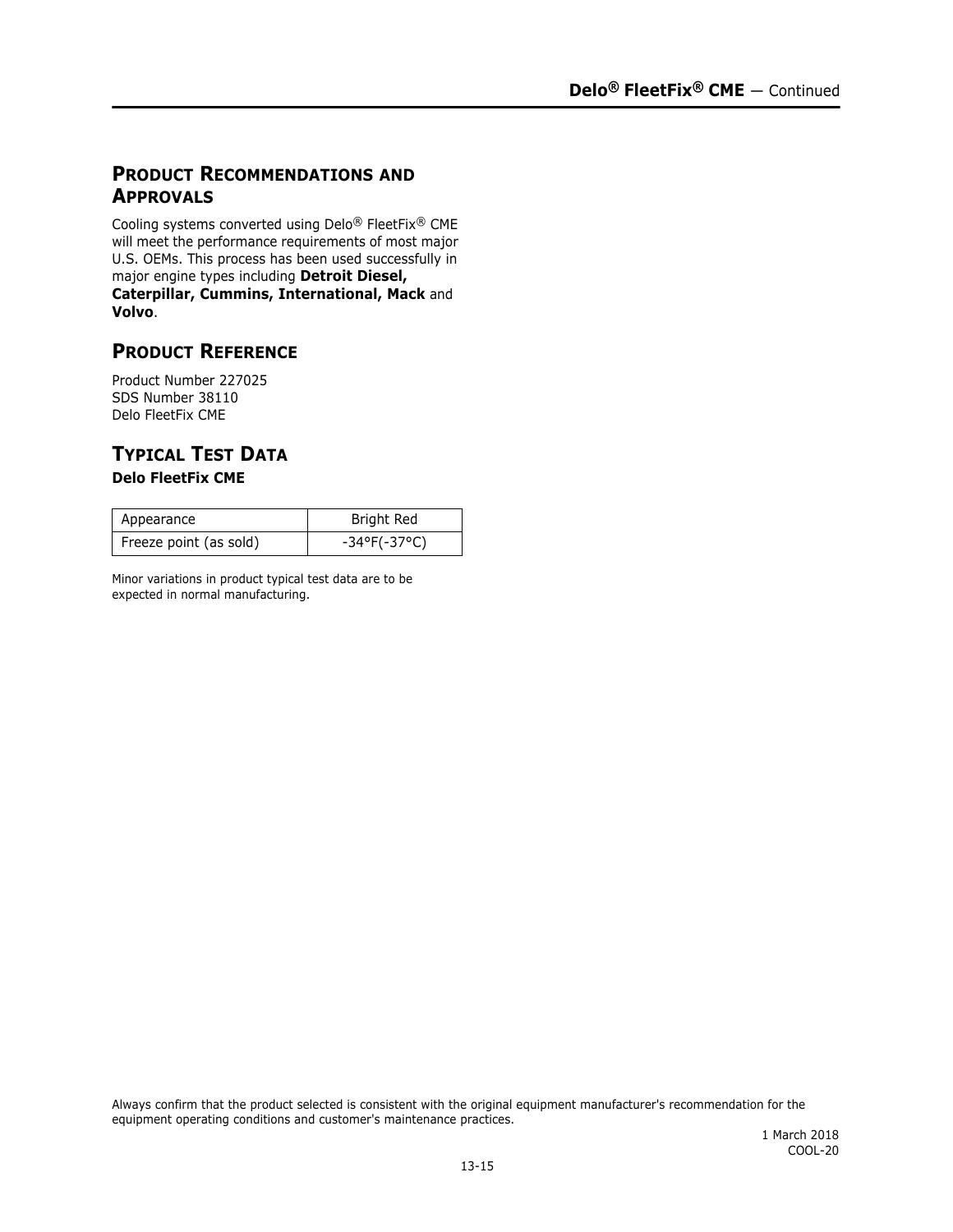## PRODUCT RECOMMENDATIONS AND APPROVALS

Cooling systems converted using Delo® FleetFix® CME will meet the performance requirements of most major U.S. OEMs. This process has been used successfully in major engine types including **Detroit Diesel, Caterpillar, Cummins, International, Mack** and **Volvo**.

## PRODUCT REFERENCE

Product Number 227025
SDS Number 38110
Delo FleetFix CME

## TYPICAL TEST DATA

**Delo FleetFix CME**

| Appearance | Bright Red |
|---|---|
| Freeze point (as sold) | -34°F(-37°C) |

Minor variations in product typical test data are to be expected in normal manufacturing.

Always confirm that the product selected is consistent with the original equipment manufacturer's recommendation for the equipment operating conditions and customer's maintenance practices.

1 March 2018
COOL-20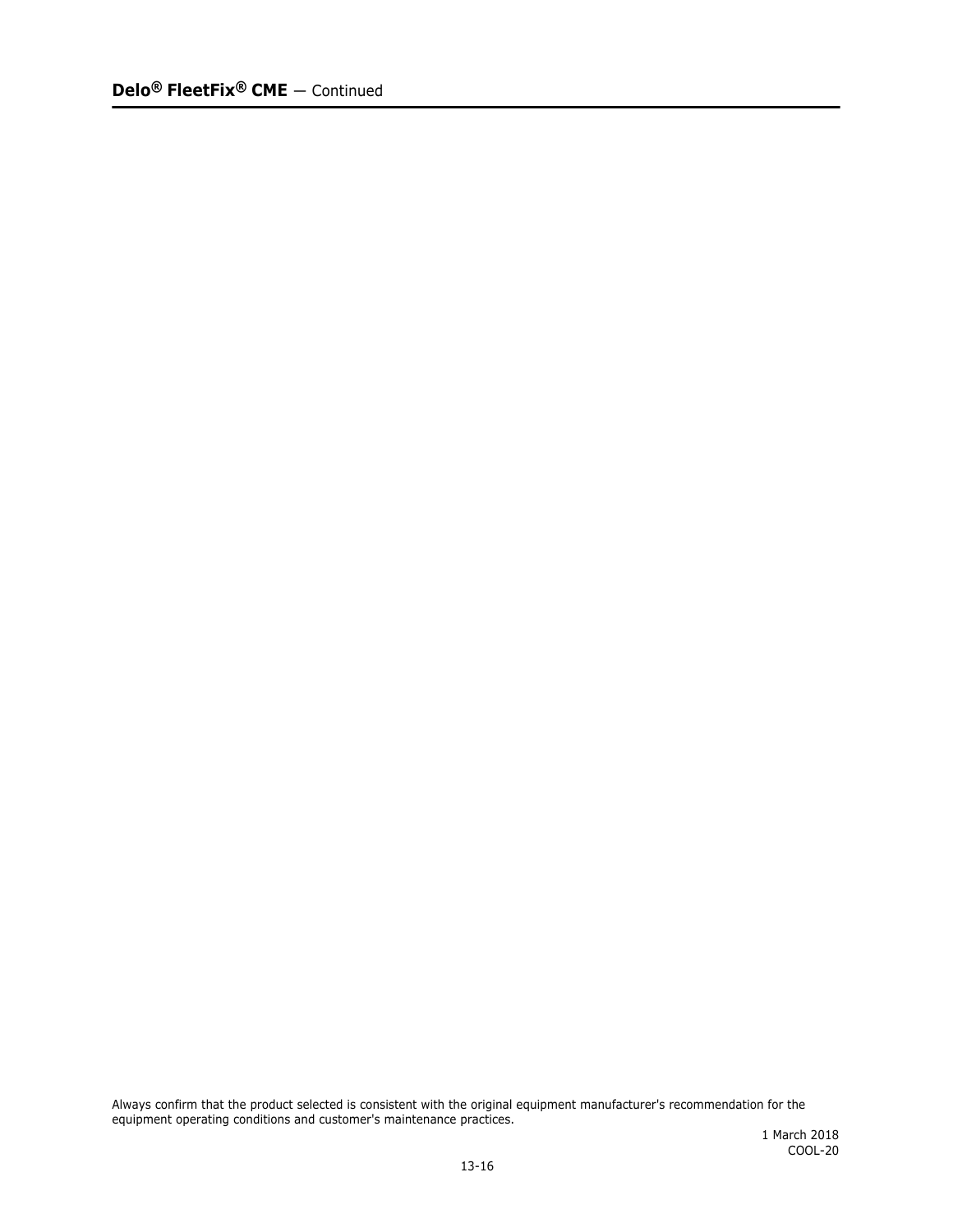Always confirm that the product selected is consistent with the original equipment manufacturer's recommendation for the equipment operating conditions and customer's maintenance practices.

1 March 2018
COOL-20